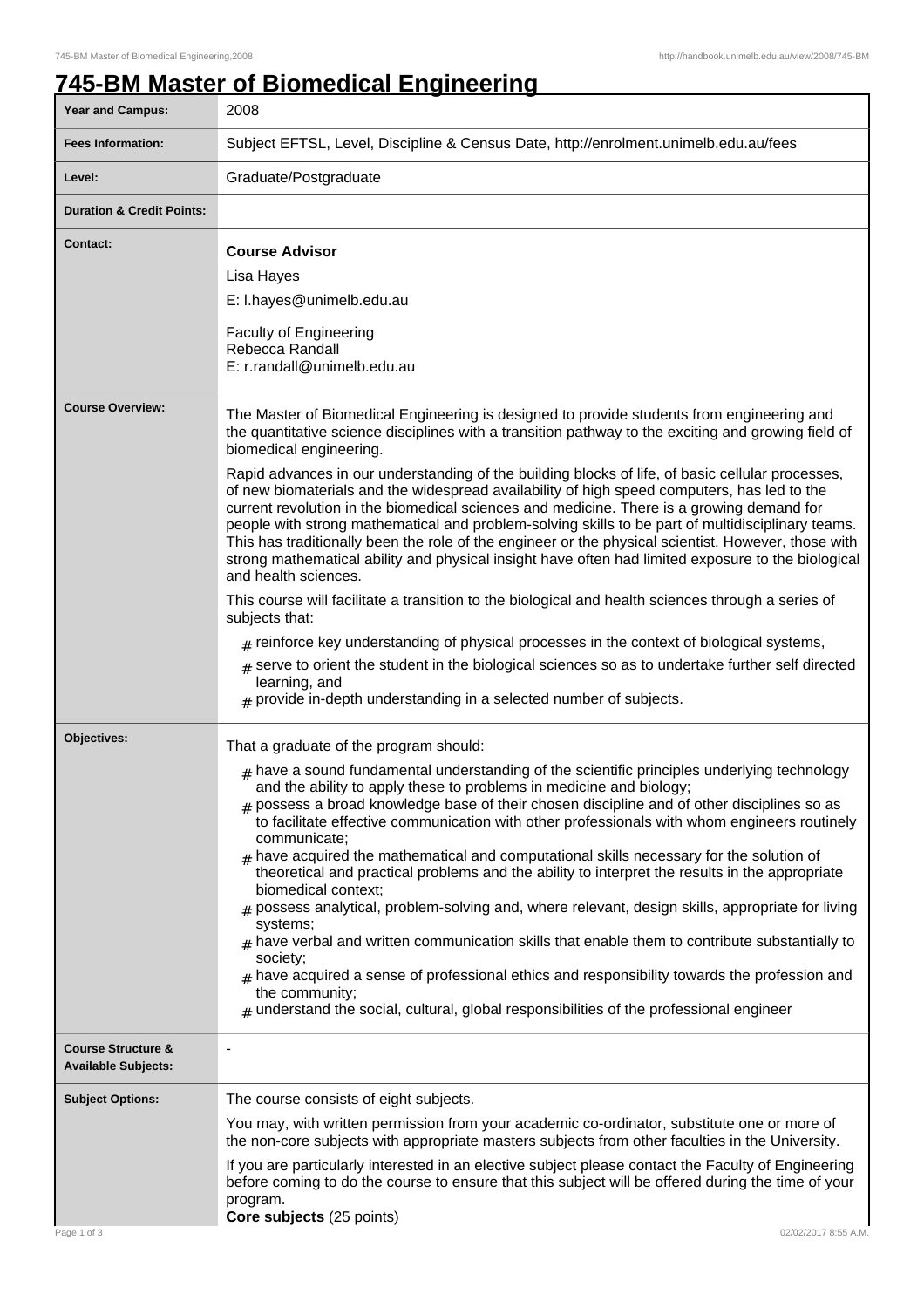# 745-BM Master of Biomedical Engineering

| | |
|---|---|
| **Year and Campus:** | 2008 |
| **Fees Information:** | Subject EFTSL, Level, Discipline & Census Date, http://enrolment.unimelb.edu.au/fees |
| **Level:** | Graduate/Postgraduate |
| **Duration & Credit Points:** | |
| **Contact:** | **Course Advisor**<br>Lisa Hayes<br>E: l.hayes@unimelb.edu.au<br><br>Faculty of Engineering<br>Rebecca Randall<br>E: r.randall@unimelb.edu.au |
| **Course Overview:** | The Master of Biomedical Engineering is designed to provide students from engineering and the quantitative science disciplines with a transition pathway to the exciting and growing field of biomedical engineering.<br><br>Rapid advances in our understanding of the building blocks of life, of basic cellular processes, of new biomaterials and the widespread availability of high speed computers, has led to the current revolution in the biomedical sciences and medicine. There is a growing demand for people with strong mathematical and problem-solving skills to be part of multidisciplinary teams. This has traditionally been the role of the engineer or the physical scientist. However, those with strong mathematical ability and physical insight have often had limited exposure to the biological and health sciences.<br><br>This course will facilitate a transition to the biological and health sciences through a series of subjects that:<br><br># reinforce key understanding of physical processes in the context of biological systems,<br># serve to orient the student in the biological sciences so as to undertake further self directed learning, and<br># provide in-depth understanding in a selected number of subjects. |
| **Objectives:** | That a graduate of the program should:<br><br># have a sound fundamental understanding of the scientific principles underlying technology and the ability to apply these to problems in medicine and biology;<br># possess a broad knowledge base of their chosen discipline and of other disciplines so as to facilitate effective communication with other professionals with whom engineers routinely communicate;<br># have acquired the mathematical and computational skills necessary for the solution of theoretical and practical problems and the ability to interpret the results in the appropriate biomedical context;<br># possess analytical, problem-solving and, where relevant, design skills, appropriate for living systems;<br># have verbal and written communication skills that enable them to contribute substantially to society;<br># have acquired a sense of professional ethics and responsibility towards the profession and the community;<br># understand the social, cultural, global responsibilities of the professional engineer |
| **Course Structure & Available Subjects:** | - |
| **Subject Options:** | The course consists of eight subjects.<br><br>You may, with written permission from your academic co-ordinator, substitute one or more of the non-core subjects with appropriate masters subjects from other faculties in the University.<br><br>If you are particularly interested in an elective subject please contact the Faculty of Engineering before coming to do the course to ensure that this subject will be offered during the time of your program.<br>**Core subjects** (25 points) |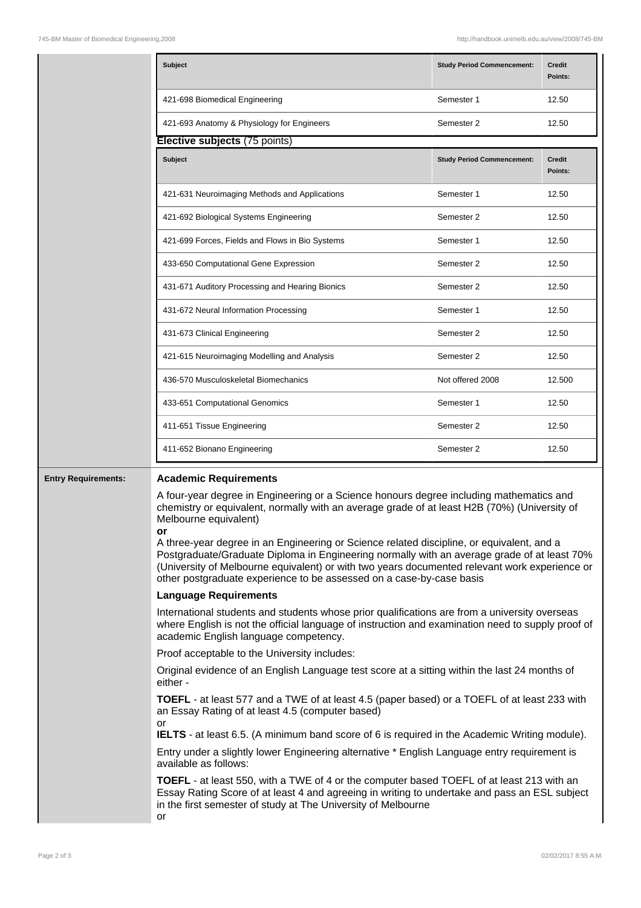| Subject | Study Period Commencement: | Credit Points: |
| --- | --- | --- |
| 421-698 Biomedical Engineering | Semester 1 | 12.50 |
| 421-693 Anatomy & Physiology for Engineers | Semester 2 | 12.50 |

**Elective subjects** (75 points)

| Subject | Study Period Commencement: | Credit Points: |
| --- | --- | --- |
| 421-631 Neuroimaging Methods and Applications | Semester 1 | 12.50 |
| 421-692 Biological Systems Engineering | Semester 2 | 12.50 |
| 421-699 Forces, Fields and Flows in Bio Systems | Semester 1 | 12.50 |
| 433-650 Computational Gene Expression | Semester 2 | 12.50 |
| 431-671 Auditory Processing and Hearing Bionics | Semester 2 | 12.50 |
| 431-672 Neural Information Processing | Semester 1 | 12.50 |
| 431-673 Clinical Engineering | Semester 2 | 12.50 |
| 421-615 Neuroimaging Modelling and Analysis | Semester 2 | 12.50 |
| 436-570 Musculoskeletal Biomechanics | Not offered 2008 | 12.500 |
| 433-651 Computational Genomics | Semester 1 | 12.50 |
| 411-651 Tissue Engineering | Semester 2 | 12.50 |
| 411-652 Bionano Engineering | Semester 2 | 12.50 |

## Entry Requirements:

### Academic Requirements

A four-year degree in Engineering or a Science honours degree including mathematics and chemistry or equivalent, normally with an average grade of at least H2B (70%) (University of Melbourne equivalent)

**or**

A three-year degree in an Engineering or Science related discipline, or equivalent, and a Postgraduate/Graduate Diploma in Engineering normally with an average grade of at least 70% (University of Melbourne equivalent) or with two years documented relevant work experience or other postgraduate experience to be assessed on a case-by-case basis

### Language Requirements

International students and students whose prior qualifications are from a university overseas where English is not the official language of instruction and examination need to supply proof of academic English language competency.

Proof acceptable to the University includes:

Original evidence of an English Language test score at a sitting within the last 24 months of either -

**TOEFL** - at least 577 and a TWE of at least 4.5 (paper based) or a TOEFL of at least 233 with an Essay Rating of at least 4.5 (computer based)

or

**IELTS** - at least 6.5. (A minimum band score of 6 is required in the Academic Writing module).

Entry under a slightly lower Engineering alternative * English Language entry requirement is available as follows:

**TOEFL** - at least 550, with a TWE of 4 or the computer based TOEFL of at least 213 with an Essay Rating Score of at least 4 and agreeing in writing to undertake and pass an ESL subject in the first semester of study at The University of Melbourne

or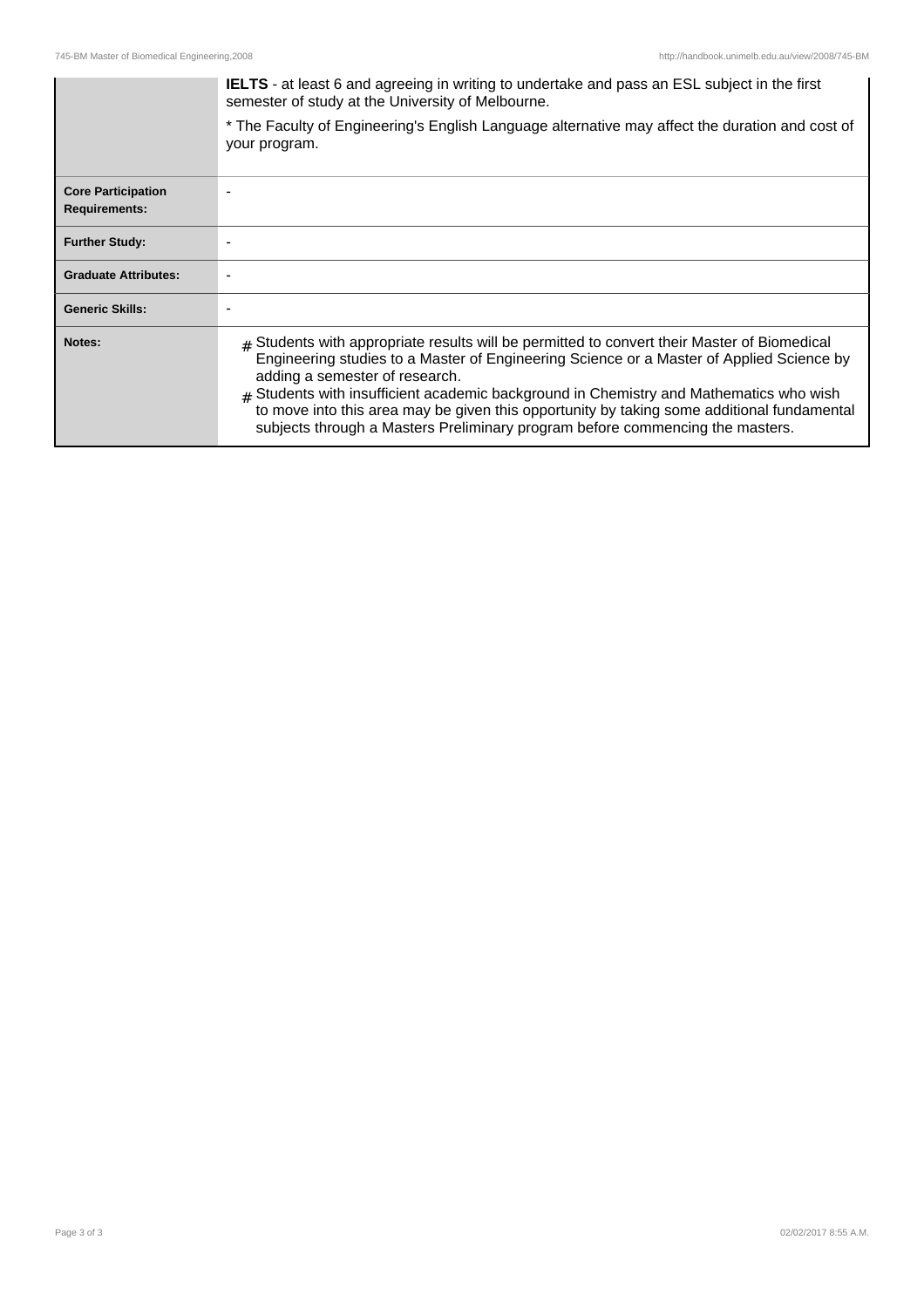| | |
|---|---|
| | **IELTS** - at least 6 and agreeing in writing to undertake and pass an ESL subject in the first semester of study at the University of Melbourne.<br><br>* The Faculty of Engineering's English Language alternative may affect the duration and cost of your program. |
| **Core Participation Requirements:** | - |
| **Further Study:** | - |
| **Graduate Attributes:** | - |
| **Generic Skills:** | - |
| **Notes:** | # Students with appropriate results will be permitted to convert their Master of Biomedical Engineering studies to a Master of Engineering Science or a Master of Applied Science by adding a semester of research.<br># Students with insufficient academic background in Chemistry and Mathematics who wish to move into this area may be given this opportunity by taking some additional fundamental subjects through a Masters Preliminary program before commencing the masters. |